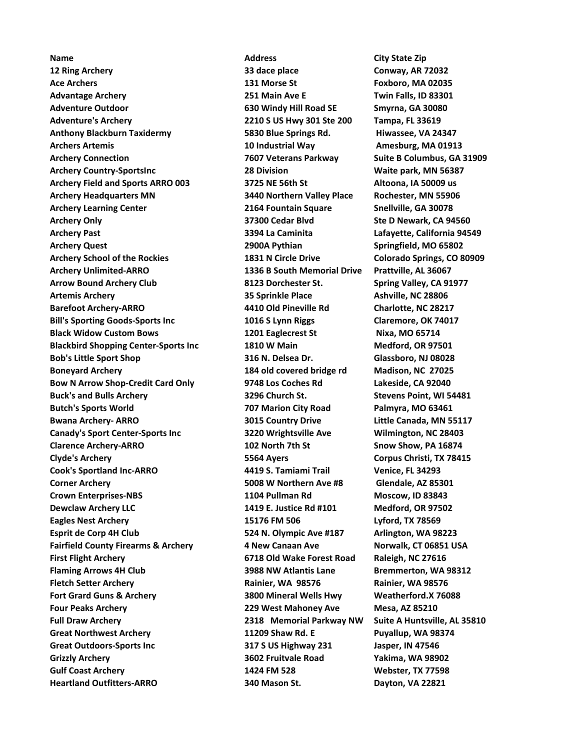| Name | Address | City State Zip |
| --- | --- | --- |
| 12 Ring Archery | 33 dace place | Conway, AR 72032 |
| Ace Archers | 131 Morse St | Foxboro, MA 02035 |
| Advantage Archery | 251 Main Ave E | Twin Falls, ID 83301 |
| Adventure Outdoor | 630 Windy Hill Road SE | Smyrna, GA 30080 |
| Adventure's Archery | 2210 S US Hwy 301 Ste 200 | Tampa, FL 33619 |
| Anthony Blackburn Taxidermy | 5830 Blue Springs Rd. | Hiwassee, VA 24347 |
| Archers Artemis | 10 Industrial Way | Amesburg, MA 01913 |
| Archery Connection | 7607 Veterans Parkway | Suite B Columbus, GA 31909 |
| Archery Country-SportsInc | 28 Division | Waite park, MN 56387 |
| Archery Field and Sports ARRO 003 | 3725 NE 56th St | Altoona, IA 50009 us |
| Archery Headquarters MN | 3440 Northern Valley Place | Rochester, MN 55906 |
| Archery Learning Center | 2164 Fountain Square | Snellville, GA 30078 |
| Archery Only | 37300 Cedar Blvd | Ste D Newark, CA 94560 |
| Archery Past | 3394 La Caminita | Lafayette, California 94549 |
| Archery Quest | 2900A Pythian | Springfield, MO 65802 |
| Archery School of the Rockies | 1831 N Circle Drive | Colorado Springs, CO 80909 |
| Archery Unlimited-ARRO | 1336 B South Memorial Drive | Prattville, AL 36067 |
| Arrow Bound Archery Club | 8123 Dorchester St. | Spring Valley, CA 91977 |
| Artemis Archery | 35 Sprinkle Place | Ashville, NC 28806 |
| Barefoot Archery-ARRO | 4410 Old Pineville Rd | Charlotte, NC 28217 |
| Bill's Sporting Goods-Sports Inc | 1016 S Lynn Riggs | Claremore, OK 74017 |
| Black Widow Custom Bows | 1201 Eaglecrest St | Nixa, MO 65714 |
| Blackbird Shopping Center-Sports Inc | 1810 W Main | Medford, OR 97501 |
| Bob's Little Sport Shop | 316 N. Delsea Dr. | Glassboro, NJ 08028 |
| Boneyard Archery | 184 old covered bridge rd | Madison, NC 27025 |
| Bow N Arrow Shop-Credit Card Only | 9748 Los Coches Rd | Lakeside, CA 92040 |
| Buck's and Bulls Archery | 3296 Church St. | Stevens Point, WI 54481 |
| Butch's Sports World | 707 Marion City Road | Palmyra, MO 63461 |
| Bwana Archery- ARRO | 3015 Country Drive | Little Canada, MN 55117 |
| Canady's Sport Center-Sports Inc | 3220 Wrightsville Ave | Wilmington, NC 28403 |
| Clarence Archery-ARRO | 102 North 7th St | Snow Show, PA 16874 |
| Clyde's Archery | 5564 Ayers | Corpus Christi, TX 78415 |
| Cook's Sportland Inc-ARRO | 4419 S. Tamiami Trail | Venice, FL 34293 |
| Corner Archery | 5008 W Northern Ave #8 | Glendale, AZ 85301 |
| Crown Enterprises-NBS | 1104 Pullman Rd | Moscow, ID 83843 |
| Dewclaw Archery LLC | 1419 E. Justice Rd #101 | Medford, OR 97502 |
| Eagles Nest Archery | 15176 FM 506 | Lyford, TX 78569 |
| Esprit de Corp 4H Club | 524 N. Olympic Ave #187 | Arlington, WA 98223 |
| Fairfield County Firearms & Archery | 4 New Canaan Ave | Norwalk, CT 06851 USA |
| First Flight Archery | 6718 Old Wake Forest Road | Raleigh, NC 27616 |
| Flaming Arrows 4H Club | 3988 NW Atlantis Lane | Bremmerton, WA 98312 |
| Fletch Setter Archery | Rainier, WA 98576 | Rainier, WA 98576 |
| Fort Grard Guns & Archery | 3800 Mineral Wells Hwy | Weatherford.X 76088 |
| Four Peaks Archery | 229 West Mahoney Ave | Mesa, AZ 85210 |
| Full Draw Archery | 2318 Memorial Parkway NW | Suite A Huntsville, AL 35810 |
| Great Northwest Archery | 11209 Shaw Rd. E | Puyallup, WA 98374 |
| Great Outdoors-Sports Inc | 317 S US Highway 231 | Jasper, IN 47546 |
| Grizzly Archery | 3602 Fruitvale Road | Yakima, WA 98902 |
| Gulf Coast Archery | 1424 FM 528 | Webster, TX 77598 |
| Heartland Outfitters-ARRO | 340 Mason St. | Dayton, VA 22821 |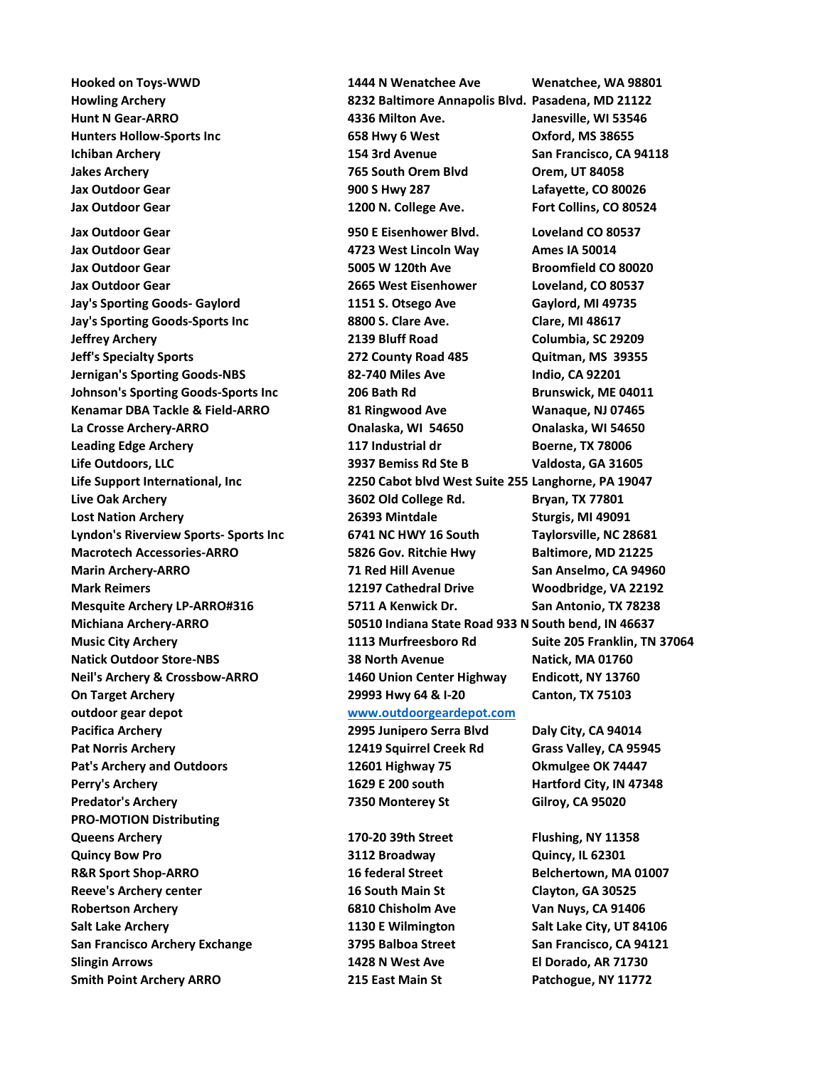| | | |
|---|---|---|
| **Hooked on Toys-WWD** | **1444 N Wenatchee Ave** | **Wenatchee, WA 98801** |
| **Howling Archery** | **8232 Baltimore Annapolis Blvd.** | **Pasadena, MD 21122** |
| **Hunt N Gear-ARRO** | **4336 Milton Ave.** | **Janesville, WI 53546** |
| **Hunters Hollow-Sports Inc** | **658 Hwy 6 West** | **Oxford, MS 38655** |
| **Ichiban Archery** | **154 3rd Avenue** | **San Francisco, CA 94118** |
| **Jakes Archery** | **765 South Orem Blvd** | **Orem, UT 84058** |
| **Jax Outdoor Gear** | **900 S Hwy 287** | **Lafayette, CO 80026** |
| **Jax Outdoor Gear** | **1200 N. College Ave.** | **Fort Collins, CO 80524** |
| **Jax Outdoor Gear** | **950 E Eisenhower Blvd.** | **Loveland CO 80537** |
| **Jax Outdoor Gear** | **4723 West Lincoln Way** | **Ames IA 50014** |
| **Jax Outdoor Gear** | **5005 W 120th Ave** | **Broomfield CO 80020** |
| **Jax Outdoor Gear** | **2665 West Eisenhower** | **Loveland, CO 80537** |
| **Jay's Sporting Goods- Gaylord** | **1151 S. Otsego Ave** | **Gaylord, MI 49735** |
| **Jay's Sporting Goods-Sports Inc** | **8800 S. Clare Ave.** | **Clare, MI 48617** |
| **Jeffrey Archery** | **2139 Bluff Road** | **Columbia, SC 29209** |
| **Jeff's Specialty Sports** | **272 County Road 485** | **Quitman, MS 39355** |
| **Jernigan's Sporting Goods-NBS** | **82-740 Miles Ave** | **Indio, CA 92201** |
| **Johnson's Sporting Goods-Sports Inc** | **206 Bath Rd** | **Brunswick, ME 04011** |
| **Kenamar DBA Tackle & Field-ARRO** | **81 Ringwood Ave** | **Wanaque, NJ 07465** |
| **La Crosse Archery-ARRO** | **Onalaska, WI 54650** | **Onalaska, WI 54650** |
| **Leading Edge Archery** | **117 Industrial dr** | **Boerne, TX 78006** |
| **Life Outdoors, LLC** | **3937 Bemiss Rd Ste B** | **Valdosta, GA 31605** |
| **Life Support International, Inc** | **2250 Cabot blvd West Suite 255** | **Langhorne, PA 19047** |
| **Live Oak Archery** | **3602 Old College Rd.** | **Bryan, TX 77801** |
| **Lost Nation Archery** | **26393 Mintdale** | **Sturgis, MI 49091** |
| **Lyndon's Riverview Sports- Sports Inc** | **6741 NC HWY 16 South** | **Taylorsville, NC 28681** |
| **Macrotech Accessories-ARRO** | **5826 Gov. Ritchie Hwy** | **Baltimore, MD 21225** |
| **Marin Archery-ARRO** | **71 Red Hill Avenue** | **San Anselmo, CA 94960** |
| **Mark Reimers** | **12197 Cathedral Drive** | **Woodbridge, VA 22192** |
| **Mesquite Archery LP-ARRO#316** | **5711 A Kenwick Dr.** | **San Antonio, TX 78238** |
| **Michiana Archery-ARRO** | **50510 Indiana State Road 933 N** | **South bend, IN 46637** |
| **Music City Archery** | **1113 Murfreesboro Rd** | **Suite 205 Franklin, TN 37064** |
| **Natick Outdoor Store-NBS** | **38 North Avenue** | **Natick, MA 01760** |
| **Neil's Archery & Crossbow-ARRO** | **1460 Union Center Highway** | **Endicott, NY 13760** |
| **On Target Archery** | **29993 Hwy 64 & I-20** | **Canton, TX 75103** |
| **outdoor gear depot** | **www.outdoorgeardepot.com** | |
| **Pacifica Archery** | **2995 Junipero Serra Blvd** | **Daly City, CA 94014** |
| **Pat Norris Archery** | **12419 Squirrel Creek Rd** | **Grass Valley, CA 95945** |
| **Pat's Archery and Outdoors** | **12601 Highway 75** | **Okmulgee OK 74447** |
| **Perry's Archery** | **1629 E 200 south** | **Hartford City, IN 47348** |
| **Predator's Archery** | **7350 Monterey St** | **Gilroy, CA 95020** |
| **PRO-MOTION Distributing** | | |
| **Queens Archery** | **170-20 39th Street** | **Flushing, NY 11358** |
| **Quincy Bow Pro** | **3112 Broadway** | **Quincy, IL 62301** |
| **R&R Sport Shop-ARRO** | **16 federal Street** | **Belchertown, MA 01007** |
| **Reeve's Archery center** | **16 South Main St** | **Clayton, GA 30525** |
| **Robertson Archery** | **6810 Chisholm Ave** | **Van Nuys, CA 91406** |
| **Salt Lake Archery** | **1130 E Wilmington** | **Salt Lake City, UT 84106** |
| **San Francisco Archery Exchange** | **3795 Balboa Street** | **San Francisco, CA 94121** |
| **Slingin Arrows** | **1428 N West Ave** | **El Dorado, AR 71730** |
| **Smith Point Archery ARRO** | **215 East Main St** | **Patchogue, NY 11772** |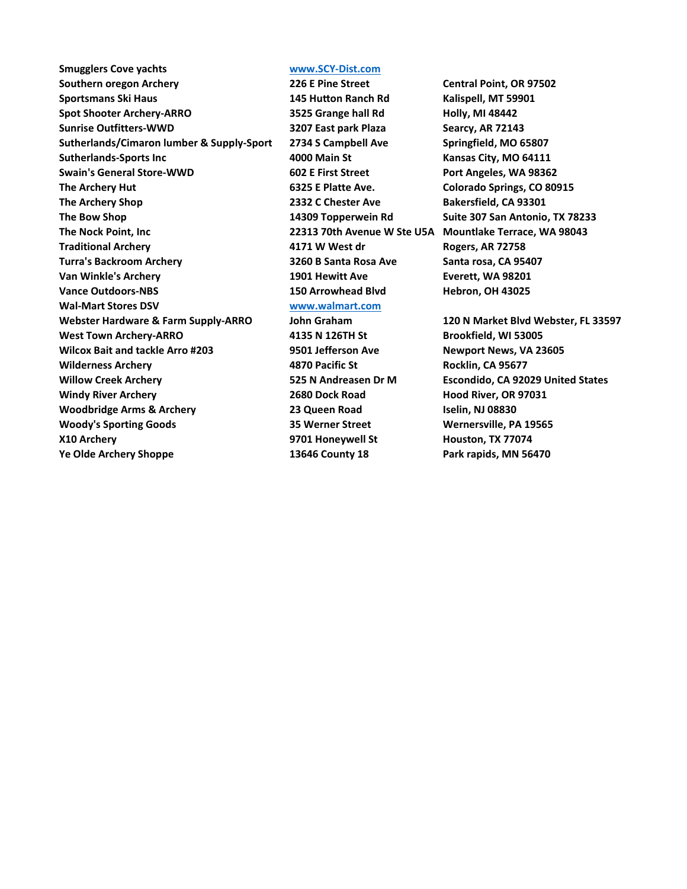| | | |
|---|---|---|
| **Smugglers Cove yachts** | **www.SCY-Dist.com** | |
| **Southern oregon Archery** | **226 E Pine Street** | **Central Point, OR 97502** |
| **Sportsmans Ski Haus** | **145 Hutton Ranch Rd** | **Kalispell, MT 59901** |
| **Spot Shooter Archery-ARRO** | **3525 Grange hall Rd** | **Holly, MI 48442** |
| **Sunrise Outfitters-WWD** | **3207 East park Plaza** | **Searcy, AR 72143** |
| **Sutherlands/Cimaron lumber & Supply-Sport** | **2734 S Campbell Ave** | **Springfield, MO 65807** |
| **Sutherlands-Sports Inc** | **4000 Main St** | **Kansas City, MO 64111** |
| **Swain's General Store-WWD** | **602 E First Street** | **Port Angeles, WA 98362** |
| **The Archery Hut** | **6325 E Platte Ave.** | **Colorado Springs, CO 80915** |
| **The Archery Shop** | **2332 C Chester Ave** | **Bakersfield, CA 93301** |
| **The Bow Shop** | **14309 Topperwein Rd** | **Suite 307 San Antonio, TX 78233** |
| **The Nock Point, Inc** | **22313 70th Avenue W Ste U5A** | **Mountlake Terrace, WA 98043** |
| **Traditional Archery** | **4171 W West dr** | **Rogers, AR 72758** |
| **Turra's Backroom Archery** | **3260 B Santa Rosa Ave** | **Santa rosa, CA 95407** |
| **Van Winkle's Archery** | **1901 Hewitt Ave** | **Everett, WA 98201** |
| **Vance Outdoors-NBS** | **150 Arrowhead Blvd** | **Hebron, OH 43025** |
| **Wal-Mart Stores DSV** | **www.walmart.com** | |
| **Webster Hardware & Farm Supply-ARRO** | **John Graham** | **120 N Market Blvd Webster, FL 33597** |
| **West Town Archery-ARRO** | **4135 N 126TH St** | **Brookfield, WI 53005** |
| **Wilcox Bait and tackle Arro #203** | **9501 Jefferson Ave** | **Newport News, VA 23605** |
| **Wilderness Archery** | **4870 Pacific St** | **Rocklin, CA 95677** |
| **Willow Creek Archery** | **525 N Andreasen Dr M** | **Escondido, CA 92029 United States** |
| **Windy River Archery** | **2680 Dock Road** | **Hood River, OR 97031** |
| **Woodbridge Arms & Archery** | **23 Queen Road** | **Iselin, NJ 08830** |
| **Woody's Sporting Goods** | **35 Werner Street** | **Wernersville, PA 19565** |
| **X10 Archery** | **9701 Honeywell St** | **Houston, TX 77074** |
| **Ye Olde Archery Shoppe** | **13646 County 18** | **Park rapids, MN 56470** |